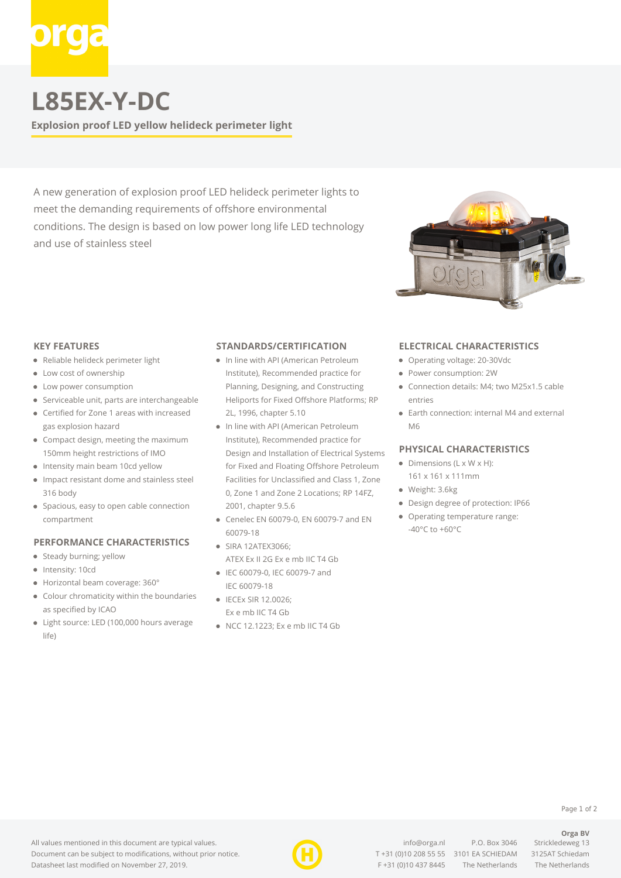# L85EX-Y-DC

**Explosion proof LED yellow helideck perimeter light**

A new generation of explosion proof LED helideck perimeter lights to meet the demanding requirements of offshore environmental conditions. The design is based on low power long life LED technology and use of stainless steel

## KEY FEATURES

- Reliable helideck perimeter light
- Low cost of ownership
- Low power consumption
- Serviceable unit, parts are interchangeable
- Certified for Zone 1 areas with increased gas explosion hazard
- Compact design, meeting the maximum 150mm height restrictions of IMO
- Intensity main beam 10cd yellow
- Impact resistant dome and stainless steel 316 body
- Spacious, easy to open cable connection compartment

## PERFORMANCE CHARACTERISTICS

- Steady burning; yellow
- Intensity: 10cd
- Horizontal beam coverage: 360°
- Colour chromaticity within the boundaries as specified by ICAO
- Light source: LED (100,000 hours average life)

## STANDARDS/CERTIFICATION

- In line with API (American Petroleum Institute), Recommended practice for Planning, Designing, and Constructing Heliports for Fixed Offshore Platforms; RP 2L, 1996, chapter 5.10
- In line with API (American Petroleum Institute), Recommended practice for Design and Installation of Electrical Systems for Fixed and Floating Offshore Petroleum Facilities for Unclassified and Class 1, Zone 0, Zone 1 and Zone 2 Locations; RP 14FZ, 2001, chapter 9.5.6
- Cenelec EN 60079-0, EN 60079-7 and EN 60079-18
- SIRA 12ATEX3066;
  ATEX Ex II 2G Ex e mb IIC T4 Gb
- IEC 60079-0, IEC 60079-7 and IEC 60079-18
- IECEx SIR 12.0026;
  Ex e mb IIC T4 Gb
- NCC 12.1223; Ex e mb IIC T4 Gb

## ELECTRICAL CHARACTERISTICS

- Operating voltage: 20-30Vdc
- Power consumption: 2W
- Connection details: M4; two M25x1.5 cable entries
- Earth connection: internal M4 and external M6

## PHYSICAL CHARACTERISTICS

- Dimensions (L x W x H):
  161 x 161 x 111mm
- Weight: 3.6kg
- Design degree of protection: IP66
- Operating temperature range:
  -40°C to +60°C

All values mentioned in this document are typical values.
Document can be subject to modifications, without prior notice.
Datasheet last modified on November 27, 2019.

info@orga.nl
T +31 (0)10 208 55 55
F +31 (0)10 437 8445

P.O. Box 3046
3101 EA SCHIEDAM
The Netherlands

**Orga BV**
Strickledeweg 13
3125AT Schiedam
The Netherlands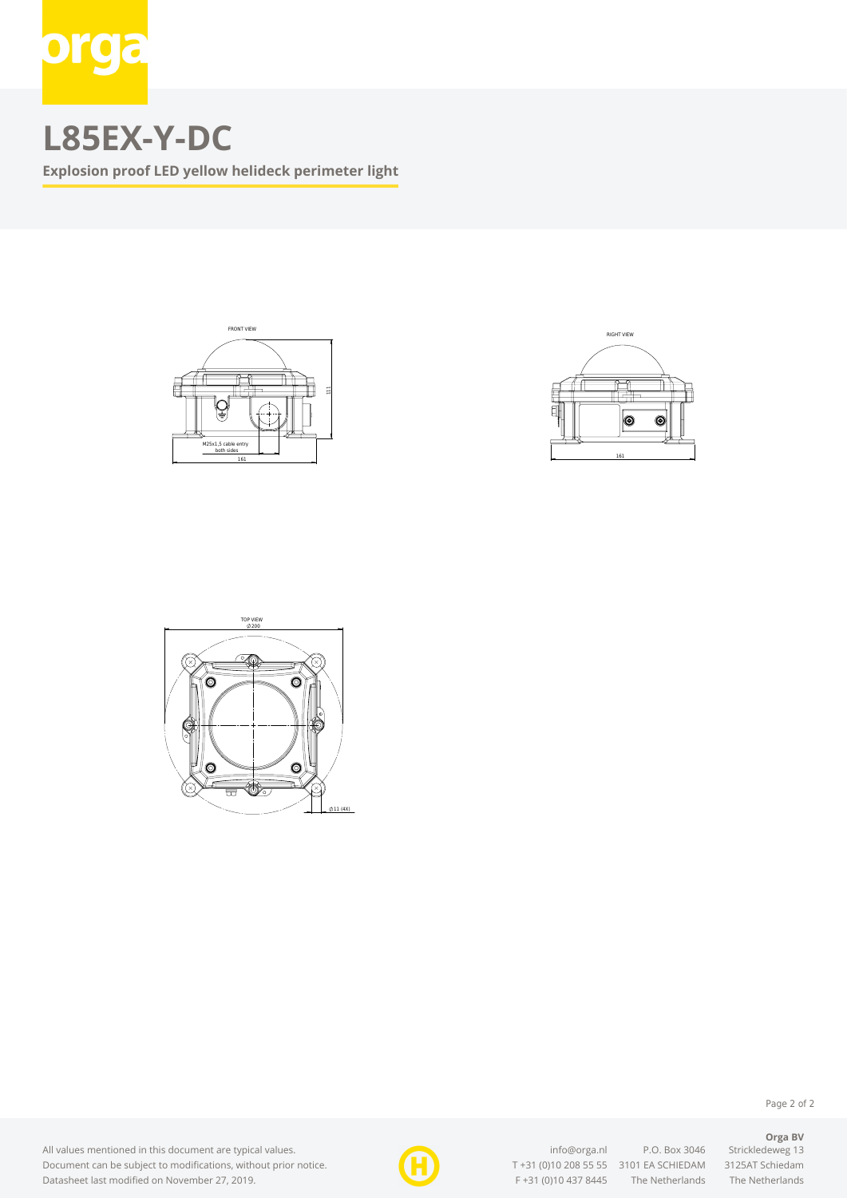# L85EX-Y-DC

**Explosion proof LED yellow helideck perimeter light**

FRONT VIEW

111

M25x1,5 cable entry
both sides

161

RIGHT VIEW

161

TOP VIEW
$\varnothing$200

$\varnothing$11 (4X)

All values mentioned in this document are typical values.
Document can be subject to modifications, without prior notice.
Datasheet last modified on November 27, 2019.

info@orga.nl
T +31 (0)10 208 55 55
F +31 (0)10 437 8445

P.O. Box 3046
3101 EA SCHIEDAM
The Netherlands

**Orga BV**
Strickledeweg 13
3125AT Schiedam
The Netherlands